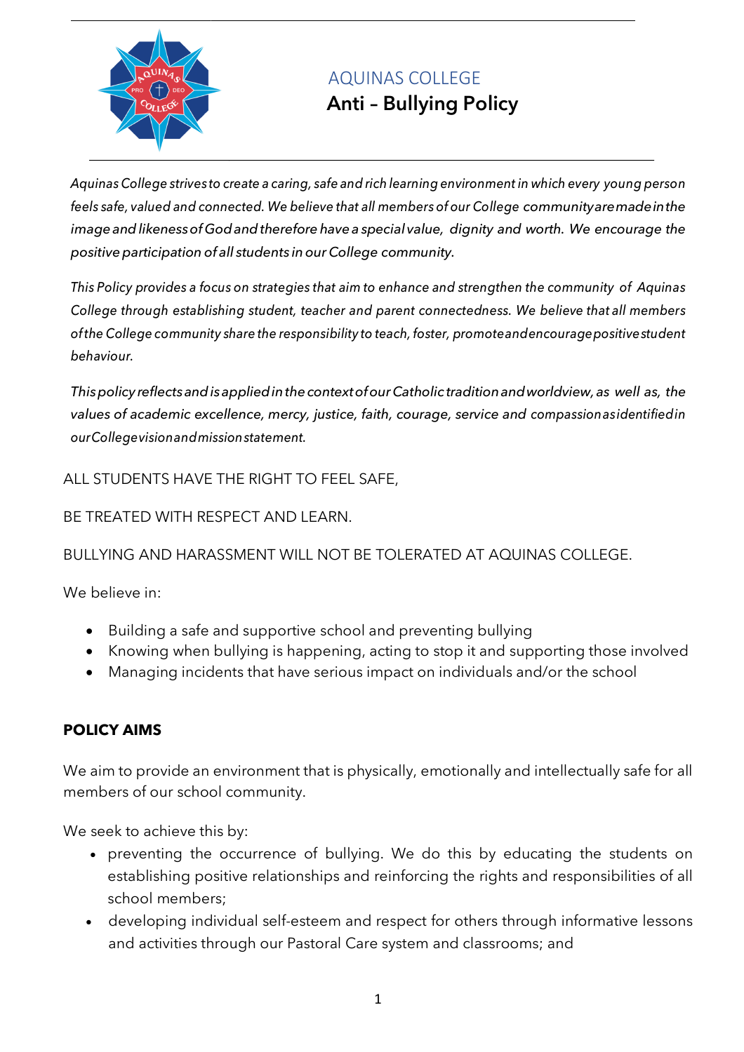# AQUINAS COLLEGE
## Anti – Bullying Policy

*Aquinas College strives to create a caring, safe and rich learning environment in which every young person feels safe, valued and connected. We believe that all members of our College community are made in the image and likeness of God and therefore have a special value, dignity and worth. We encourage the positive participation of all students in our College community.*

*This Policy provides a focus on strategies that aim to enhance and strengthen the community of Aquinas College through establishing student, teacher and parent connectedness. We believe that all members of the College community share the responsibility to teach, foster, promote and encourage positive student behaviour.*

*This policy reflects and is applied in the context of our Catholic tradition and worldview, as well as, the values of academic excellence, mercy, justice, faith, courage, service and compassion as identified in our College vision and mission statement.*

ALL STUDENTS HAVE THE RIGHT TO FEEL SAFE,

BE TREATED WITH RESPECT AND LEARN.

BULLYING AND HARASSMENT WILL NOT BE TOLERATED AT AQUINAS COLLEGE.

We believe in:

- Building a safe and supportive school and preventing bullying
- Knowing when bullying is happening, acting to stop it and supporting those involved
- Managing incidents that have serious impact on individuals and/or the school

**POLICY AIMS**

We aim to provide an environment that is physically, emotionally and intellectually safe for all members of our school community.

We seek to achieve this by:

- preventing the occurrence of bullying. We do this by educating the students on establishing positive relationships and reinforcing the rights and responsibilities of all school members;
- developing individual self-esteem and respect for others through informative lessons and activities through our Pastoral Care system and classrooms; and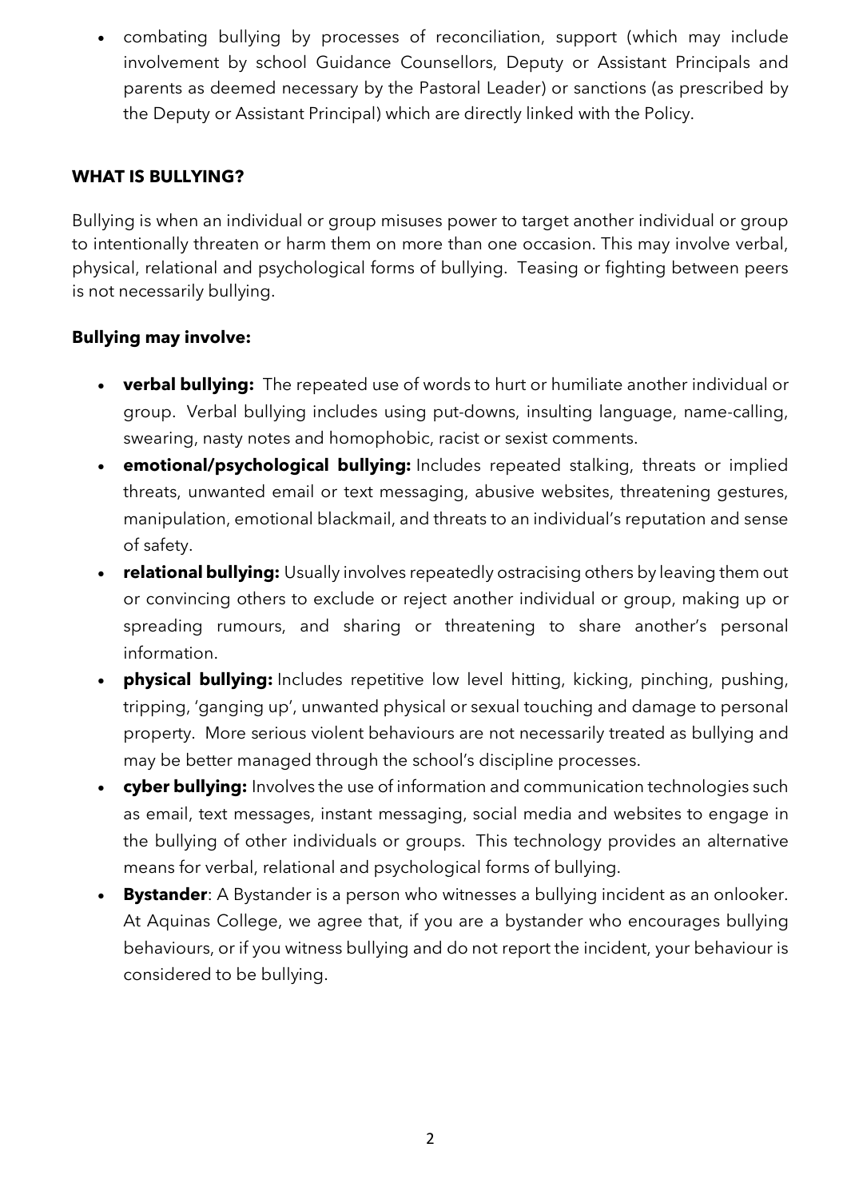- combating bullying by processes of reconciliation, support (which may include involvement by school Guidance Counsellors, Deputy or Assistant Principals and parents as deemed necessary by the Pastoral Leader) or sanctions (as prescribed by the Deputy or Assistant Principal) which are directly linked with the Policy.

## WHAT IS BULLYING?

Bullying is when an individual or group misuses power to target another individual or group to intentionally threaten or harm them on more than one occasion. This may involve verbal, physical, relational and psychological forms of bullying. Teasing or fighting between peers is not necessarily bullying.

### Bullying may involve:

- **verbal bullying:** The repeated use of words to hurt or humiliate another individual or group. Verbal bullying includes using put-downs, insulting language, name-calling, swearing, nasty notes and homophobic, racist or sexist comments.
- **emotional/psychological bullying:** Includes repeated stalking, threats or implied threats, unwanted email or text messaging, abusive websites, threatening gestures, manipulation, emotional blackmail, and threats to an individual's reputation and sense of safety.
- **relational bullying:** Usually involves repeatedly ostracising others by leaving them out or convincing others to exclude or reject another individual or group, making up or spreading rumours, and sharing or threatening to share another's personal information.
- **physical bullying:** Includes repetitive low level hitting, kicking, pinching, pushing, tripping, 'ganging up', unwanted physical or sexual touching and damage to personal property. More serious violent behaviours are not necessarily treated as bullying and may be better managed through the school's discipline processes.
- **cyber bullying:** Involves the use of information and communication technologies such as email, text messages, instant messaging, social media and websites to engage in the bullying of other individuals or groups. This technology provides an alternative means for verbal, relational and psychological forms of bullying.
- **Bystander**: A Bystander is a person who witnesses a bullying incident as an onlooker. At Aquinas College, we agree that, if you are a bystander who encourages bullying behaviours, or if you witness bullying and do not report the incident, your behaviour is considered to be bullying.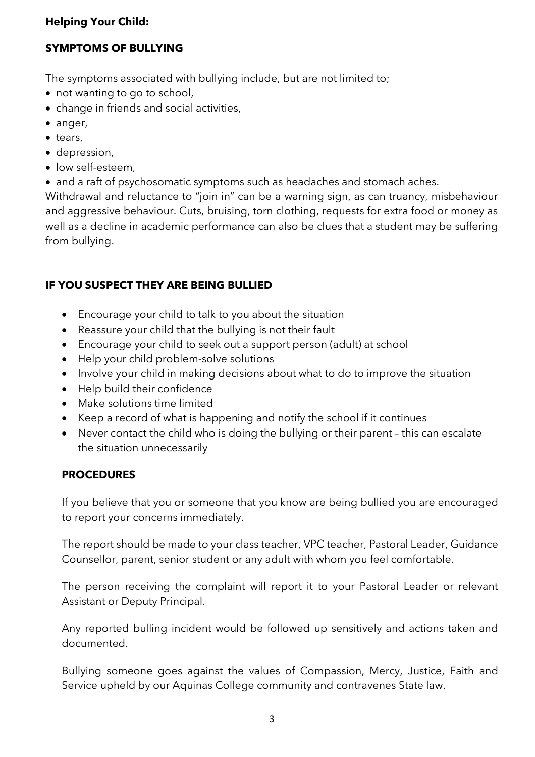**Helping Your Child:**

## SYMPTOMS OF BULLYING

The symptoms associated with bullying include, but are not limited to;

- not wanting to go to school,
- change in friends and social activities,
- anger,
- tears,
- depression,
- low self-esteem,
- and a raft of psychosomatic symptoms such as headaches and stomach aches.

Withdrawal and reluctance to "join in" can be a warning sign, as can truancy, misbehaviour and aggressive behaviour. Cuts, bruising, torn clothing, requests for extra food or money as well as a decline in academic performance can also be clues that a student may be suffering from bullying.

## IF YOU SUSPECT THEY ARE BEING BULLIED

- Encourage your child to talk to you about the situation
- Reassure your child that the bullying is not their fault
- Encourage your child to seek out a support person (adult) at school
- Help your child problem-solve solutions
- Involve your child in making decisions about what to do to improve the situation
- Help build their confidence
- Make solutions time limited
- Keep a record of what is happening and notify the school if it continues
- Never contact the child who is doing the bullying or their parent – this can escalate the situation unnecessarily

## PROCEDURES

If you believe that you or someone that you know are being bullied you are encouraged to report your concerns immediately.

The report should be made to your class teacher, VPC teacher, Pastoral Leader, Guidance Counsellor, parent, senior student or any adult with whom you feel comfortable.

The person receiving the complaint will report it to your Pastoral Leader or relevant Assistant or Deputy Principal.

Any reported bulling incident would be followed up sensitively and actions taken and documented.

Bullying someone goes against the values of Compassion, Mercy, Justice, Faith and Service upheld by our Aquinas College community and contravenes State law.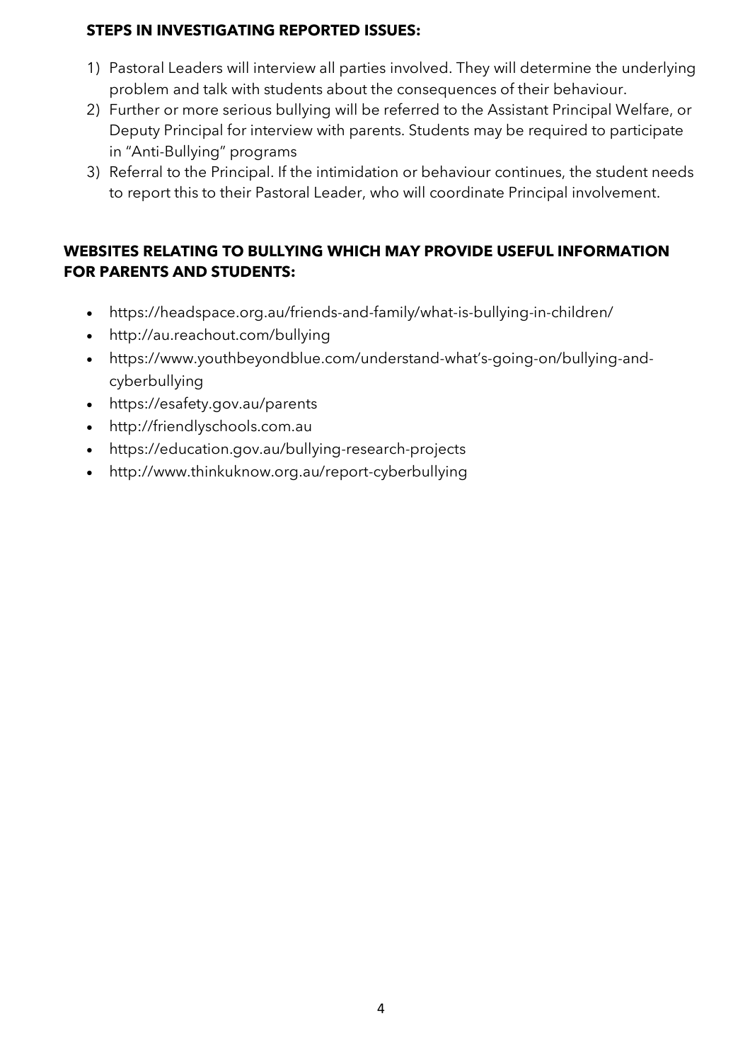### STEPS IN INVESTIGATING REPORTED ISSUES:

1) Pastoral Leaders will interview all parties involved. They will determine the underlying problem and talk with students about the consequences of their behaviour.
2) Further or more serious bullying will be referred to the Assistant Principal Welfare, or Deputy Principal for interview with parents. Students may be required to participate in "Anti-Bullying" programs
3) Referral to the Principal. If the intimidation or behaviour continues, the student needs to report this to their Pastoral Leader, who will coordinate Principal involvement.

### WEBSITES RELATING TO BULLYING WHICH MAY PROVIDE USEFUL INFORMATION FOR PARENTS AND STUDENTS:

- https://headspace.org.au/friends-and-family/what-is-bullying-in-children/
- http://au.reachout.com/bullying
- https://www.youthbeyondblue.com/understand-what's-going-on/bullying-and-cyberbullying
- https://esafety.gov.au/parents
- http://friendlyschools.com.au
- https://education.gov.au/bullying-research-projects
- http://www.thinkuknow.org.au/report-cyberbullying